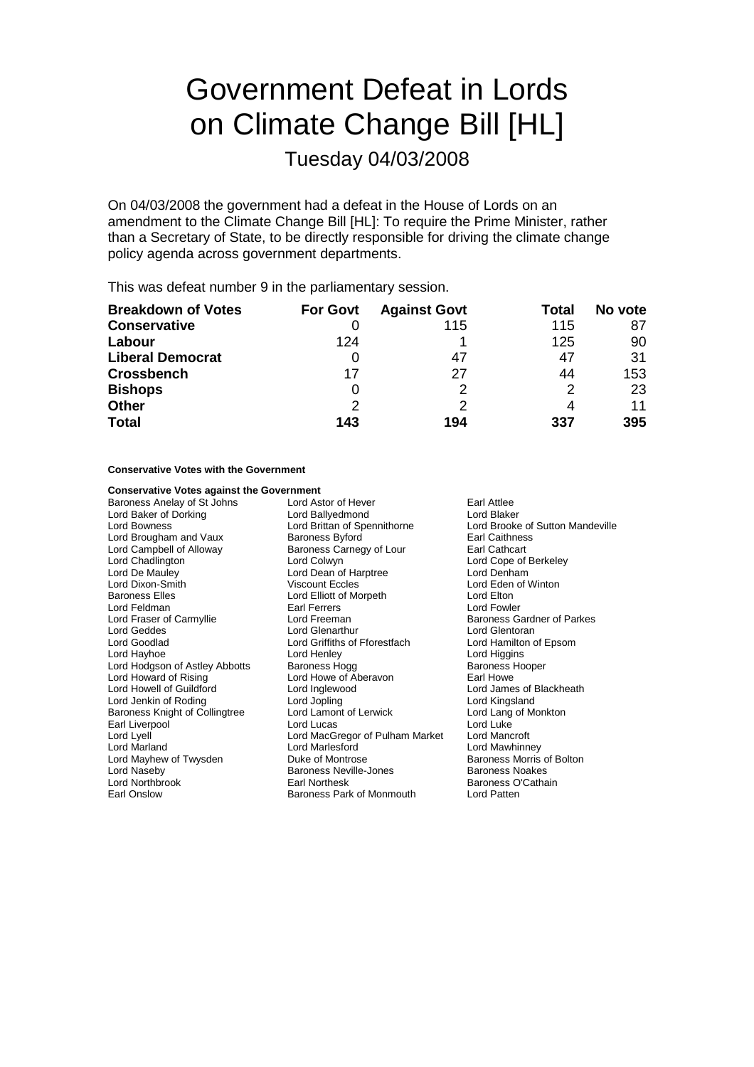# Government Defeat in Lords on Climate Change Bill [HL]

Tuesday 04/03/2008

On 04/03/2008 the government had a defeat in the House of Lords on an amendment to the Climate Change Bill [HL]: To require the Prime Minister, rather than a Secretary of State, to be directly responsible for driving the climate change policy agenda across government departments.

This was defeat number 9 in the parliamentary session.

| Breakdown of Votes | For Govt | Against Govt | Total | No vote |
|---|---|---|---|---|
| **Conservative** | 0 | 115 | 115 | 87 |
| **Labour** | 124 | 1 | 125 | 90 |
| **Liberal Democrat** | 0 | 47 | 47 | 31 |
| **Crossbench** | 17 | 27 | 44 | 153 |
| **Bishops** | 0 | 2 | 2 | 23 |
| **Other** | 2 | 2 | 4 | 11 |
| **Total** | **143** | **194** | **337** | **395** |

**Conservative Votes with the Government**

**Conservative Votes against the Government**

Baroness Anelay of St Johns
Lord Astor of Hever
Earl Attlee
Lord Baker of Dorking
Lord Ballyedmond
Lord Blaker
Lord Bowness
Lord Brittan of Spennithorne
Lord Brooke of Sutton Mandeville
Lord Brougham and Vaux
Baroness Byford
Earl Caithness
Lord Campbell of Alloway
Baroness Carnegy of Lour
Earl Cathcart
Lord Chadlington
Lord Colwyn
Lord Cope of Berkeley
Lord De Mauley
Lord Dean of Harptree
Lord Denham
Lord Dixon-Smith
Viscount Eccles
Lord Eden of Winton
Baroness Elles
Lord Elliott of Morpeth
Lord Elton
Lord Feldman
Earl Ferrers
Lord Fowler
Lord Fraser of Carmyllie
Lord Freeman
Baroness Gardner of Parkes
Lord Geddes
Lord Glenarthur
Lord Glentoran
Lord Goodlad
Lord Griffiths of Fforestfach
Lord Hamilton of Epsom
Lord Hayhoe
Lord Henley
Lord Higgins
Lord Hodgson of Astley Abbotts
Baroness Hogg
Baroness Hooper
Lord Howard of Rising
Lord Howe of Aberavon
Earl Howe
Lord Howell of Guildford
Lord Inglewood
Lord James of Blackheath
Lord Jenkin of Roding
Lord Jopling
Lord Kingsland
Baroness Knight of Collingtree
Lord Lamont of Lerwick
Lord Lang of Monkton
Earl Liverpool
Lord Lucas
Lord Luke
Lord Lyell
Lord MacGregor of Pulham Market
Lord Mancroft
Lord Marland
Lord Marlesford
Lord Mawhinney
Lord Mayhew of Twysden
Duke of Montrose
Baroness Morris of Bolton
Lord Naseby
Baroness Neville-Jones
Baroness Noakes
Lord Northbrook
Earl Northesk
Baroness O'Cathain
Earl Onslow
Baroness Park of Monmouth
Lord Patten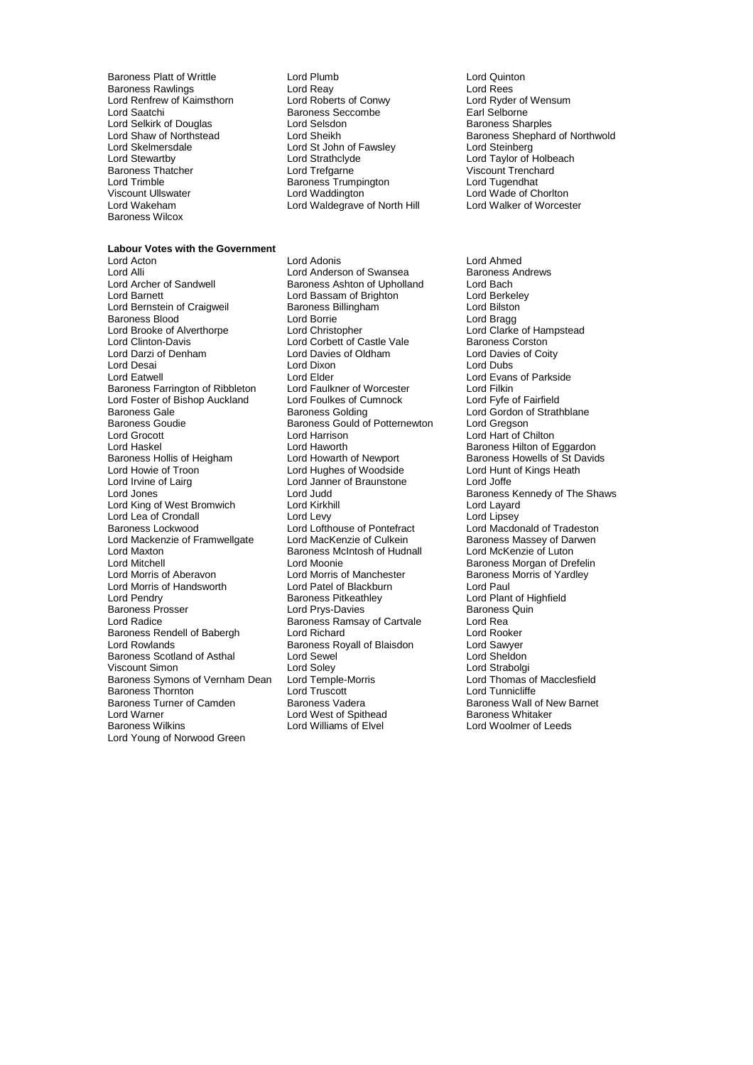Baroness Platt of Writtle
Lord Plumb
Lord Quinton
Baroness Rawlings
Lord Reay
Lord Rees
Lord Renfrew of Kaimsthorn
Lord Roberts of Conwy
Lord Ryder of Wensum
Lord Saatchi
Baroness Seccombe
Earl Selborne
Lord Selkirk of Douglas
Lord Selsdon
Baroness Sharples
Lord Shaw of Northstead
Lord Sheikh
Baroness Shephard of Northwold
Lord Skelmersdale
Lord St John of Fawsley
Lord Steinberg
Lord Stewartby
Lord Strathclyde
Lord Taylor of Holbeach
Baroness Thatcher
Lord Trefgarne
Viscount Trenchard
Lord Trimble
Baroness Trumpington
Lord Tugendhat
Viscount Ullswater
Lord Waddington
Lord Wade of Chorlton
Lord Wakeham
Lord Waldegrave of North Hill
Lord Walker of Worcester
Baroness Wilcox

**Labour Votes with the Government**

Lord Acton
Lord Adonis
Lord Ahmed
Lord Alli
Lord Anderson of Swansea
Baroness Andrews
Lord Archer of Sandwell
Baroness Ashton of Upholland
Lord Bach
Lord Barnett
Lord Bassam of Brighton
Lord Berkeley
Lord Bernstein of Craigweil
Baroness Billingham
Lord Bilston
Baroness Blood
Lord Borrie
Lord Bragg
Lord Brooke of Alverthorpe
Lord Christopher
Lord Clarke of Hampstead
Lord Clinton-Davis
Lord Corbett of Castle Vale
Baroness Corston
Lord Darzi of Denham
Lord Davies of Oldham
Lord Davies of Coity
Lord Desai
Lord Dixon
Lord Dubs
Lord Eatwell
Lord Elder
Lord Evans of Parkside
Baroness Farrington of Ribbleton
Lord Faulkner of Worcester
Lord Filkin
Lord Foster of Bishop Auckland
Lord Foulkes of Cumnock
Lord Fyfe of Fairfield
Baroness Gale
Baroness Golding
Lord Gordon of Strathblane
Baroness Goudie
Baroness Gould of Potternewton
Lord Gregson
Lord Grocott
Lord Harrison
Lord Hart of Chilton
Lord Haskel
Lord Haworth
Baroness Hilton of Eggardon
Baroness Hollis of Heigham
Lord Howarth of Newport
Baroness Howells of St Davids
Lord Howie of Troon
Lord Hughes of Woodside
Lord Hunt of Kings Heath
Lord Irvine of Lairg
Lord Janner of Braunstone
Lord Joffe
Lord Jones
Lord Judd
Baroness Kennedy of The Shaws
Lord King of West Bromwich
Lord Kirkhill
Lord Layard
Lord Lea of Crondall
Lord Levy
Lord Lipsey
Baroness Lockwood
Lord Lofthouse of Pontefract
Lord Macdonald of Tradeston
Lord Mackenzie of Framwellgate
Lord MacKenzie of Culkein
Baroness Massey of Darwen
Lord Maxton
Baroness McIntosh of Hudnall
Lord McKenzie of Luton
Lord Mitchell
Lord Moonie
Baroness Morgan of Drefelin
Lord Morris of Aberavon
Lord Morris of Manchester
Baroness Morris of Yardley
Lord Morris of Handsworth
Lord Patel of Blackburn
Lord Paul
Lord Pendry
Baroness Pitkeathley
Lord Plant of Highfield
Baroness Prosser
Lord Prys-Davies
Baroness Quin
Lord Radice
Baroness Ramsay of Cartvale
Lord Rea
Baroness Rendell of Babergh
Lord Richard
Lord Rooker
Lord Rowlands
Baroness Royall of Blaisdon
Lord Sawyer
Baroness Scotland of Asthal
Lord Sewel
Lord Sheldon
Viscount Simon
Lord Soley
Lord Strabolgi
Baroness Symons of Vernham Dean
Lord Temple-Morris
Lord Thomas of Macclesfield
Baroness Thornton
Lord Truscott
Lord Tunnicliffe
Baroness Turner of Camden
Baroness Vadera
Baroness Wall of New Barnet
Lord Warner
Lord West of Spithead
Baroness Whitaker
Baroness Wilkins
Lord Williams of Elvel
Lord Woolmer of Leeds
Lord Young of Norwood Green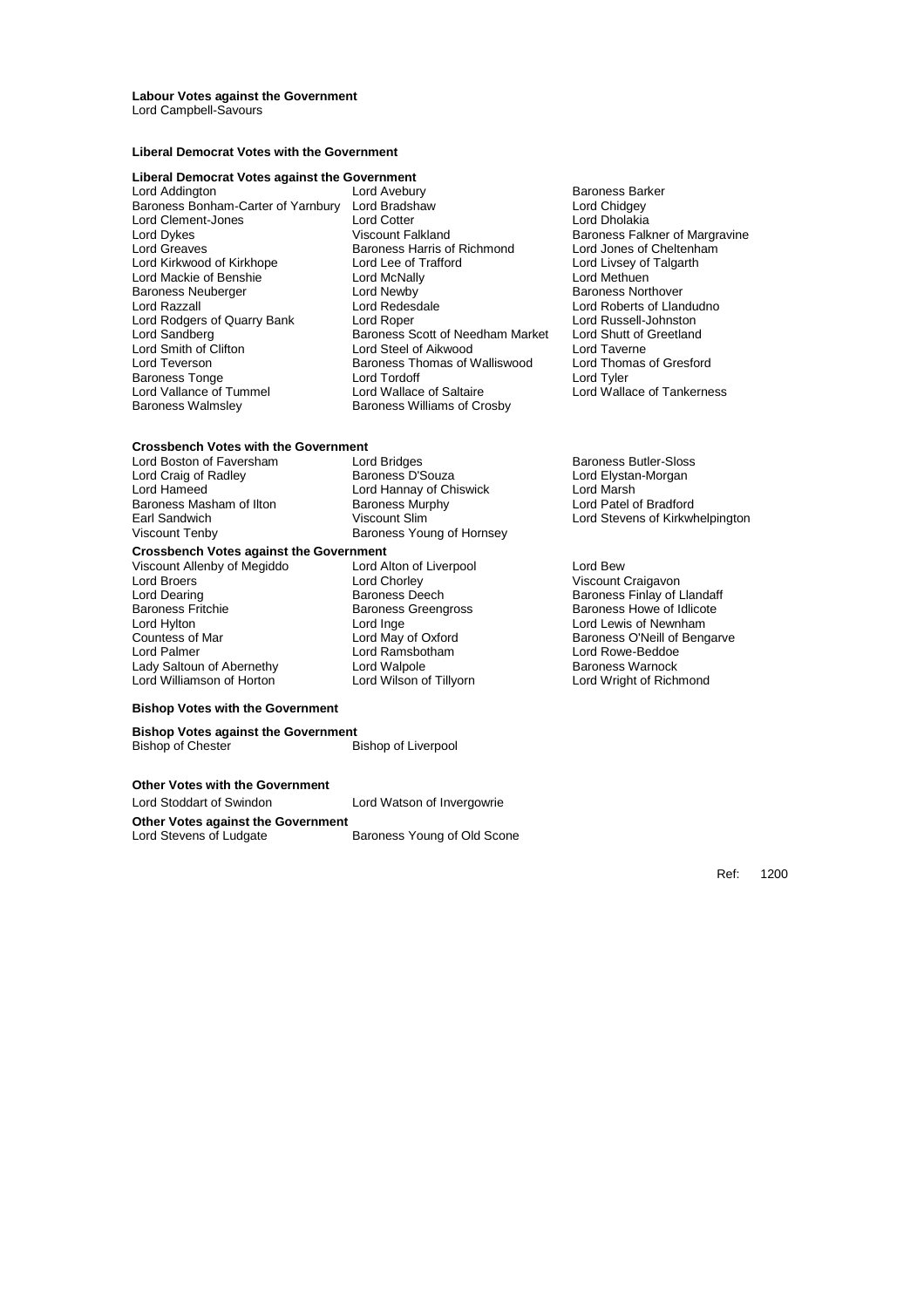**Labour Votes against the Government**

Lord Campbell-Savours

**Liberal Democrat Votes with the Government**

**Liberal Democrat Votes against the Government**

| | | |
|---|---|---|
| Lord Addington | Lord Avebury | Baroness Barker |
| Baroness Bonham-Carter of Yarnbury | Lord Bradshaw | Lord Chidgey |
| Lord Clement-Jones | Lord Cotter | Lord Dholakia |
| Lord Dykes | Viscount Falkland | Baroness Falkner of Margravine |
| Lord Greaves | Baroness Harris of Richmond | Lord Jones of Cheltenham |
| Lord Kirkwood of Kirkhope | Lord Lee of Trafford | Lord Livsey of Talgarth |
| Lord Mackie of Benshie | Lord McNally | Lord Methuen |
| Baroness Neuberger | Lord Newby | Baroness Northover |
| Lord Razzall | Lord Redesdale | Lord Roberts of Llandudno |
| Lord Rodgers of Quarry Bank | Lord Roper | Lord Russell-Johnston |
| Lord Sandberg | Baroness Scott of Needham Market | Lord Shutt of Greetland |
| Lord Smith of Clifton | Lord Steel of Aikwood | Lord Taverne |
| Lord Teverson | Baroness Thomas of Walliswood | Lord Thomas of Gresford |
| Baroness Tonge | Lord Tordoff | Lord Tyler |
| Lord Vallance of Tummel | Lord Wallace of Saltaire | Lord Wallace of Tankerness |
| Baroness Walmsley | Baroness Williams of Crosby | |

**Crossbench Votes with the Government**

| | | |
|---|---|---|
| Lord Boston of Faversham | Lord Bridges | Baroness Butler-Sloss |
| Lord Craig of Radley | Baroness D'Souza | Lord Elystan-Morgan |
| Lord Hameed | Lord Hannay of Chiswick | Lord Marsh |
| Baroness Masham of Ilton | Baroness Murphy | Lord Patel of Bradford |
| Earl Sandwich | Viscount Slim | Lord Stevens of Kirkwhelpington |
| Viscount Tenby | Baroness Young of Hornsey | |

**Crossbench Votes against the Government**

| | | |
|---|---|---|
| Viscount Allenby of Megiddo | Lord Alton of Liverpool | Lord Bew |
| Lord Broers | Lord Chorley | Viscount Craigavon |
| Lord Dearing | Baroness Deech | Baroness Finlay of Llandaff |
| Baroness Fritchie | Baroness Greengross | Baroness Howe of Idlicote |
| Lord Hylton | Lord Inge | Lord Lewis of Newnham |
| Countess of Mar | Lord May of Oxford | Baroness O'Neill of Bengarve |
| Lord Palmer | Lord Ramsbotham | Lord Rowe-Beddoe |
| Lady Saltoun of Abernethy | Lord Walpole | Baroness Warnock |
| Lord Williamson of Horton | Lord Wilson of Tillyorn | Lord Wright of Richmond |

**Bishop Votes with the Government**

**Bishop Votes against the Government**

| | |
|---|---|
| Bishop of Chester | Bishop of Liverpool |

**Other Votes with the Government**

| | |
|---|---|
| Lord Stoddart of Swindon | Lord Watson of Invergowrie |

**Other Votes against the Government**

| | |
|---|---|
| Lord Stevens of Ludgate | Baroness Young of Old Scone |

Ref: 1200